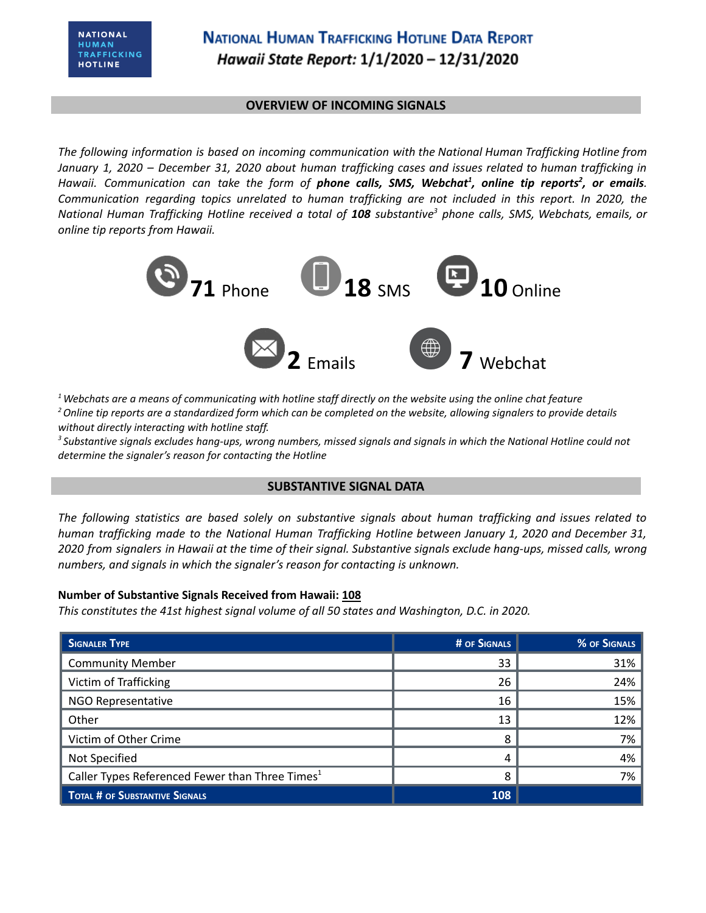# National Human Trafficking Hotline Data Report

## *Hawaii State Report:* 1/1/2020 – 12/31/2020

### OVERVIEW OF INCOMING SIGNALS

*The following information is based on incoming communication with the National Human Trafficking Hotline from January 1, 2020 – December 31, 2020 about human trafficking cases and issues related to human trafficking in Hawaii. Communication can take the form of **phone calls, SMS, Webchat[1], online tip reports[2], or emails**. Communication regarding topics unrelated to human trafficking are not included in this report. In 2020, the National Human Trafficking Hotline received a total of **108** substantive[3] phone calls, SMS, Webchats, emails, or online tip reports from Hawaii.*

**71** Phone  **18** SMS  **10** Online

**2** Emails  **7** Webchat

*[1] Webchats are a means of communicating with hotline staff directly on the website using the online chat feature*
*[2] Online tip reports are a standardized form which can be completed on the website, allowing signalers to provide details without directly interacting with hotline staff.*
*[3] Substantive signals excludes hang-ups, wrong numbers, missed signals and signals in which the National Hotline could not determine the signaler's reason for contacting the Hotline*

### SUBSTANTIVE SIGNAL DATA

*The following statistics are based solely on substantive signals about human trafficking and issues related to human trafficking made to the National Human Trafficking Hotline between January 1, 2020 and December 31, 2020 from signalers in Hawaii at the time of their signal. Substantive signals exclude hang-ups, missed calls, wrong numbers, and signals in which the signaler's reason for contacting is unknown.*

**Number of Substantive Signals Received from Hawaii: 108**
*This constitutes the 41st highest signal volume of all 50 states and Washington, D.C. in 2020.*

| Signaler Type | # of Signals | % of Signals |
|---|---|---|
| Community Member | 33 | 31% |
| Victim of Trafficking | 26 | 24% |
| NGO Representative | 16 | 15% |
| Other | 13 | 12% |
| Victim of Other Crime | 8 | 7% |
| Not Specified | 4 | 4% |
| Caller Types Referenced Fewer than Three Times[1] | 8 | 7% |
| **Total # of Substantive Signals** | **108** | |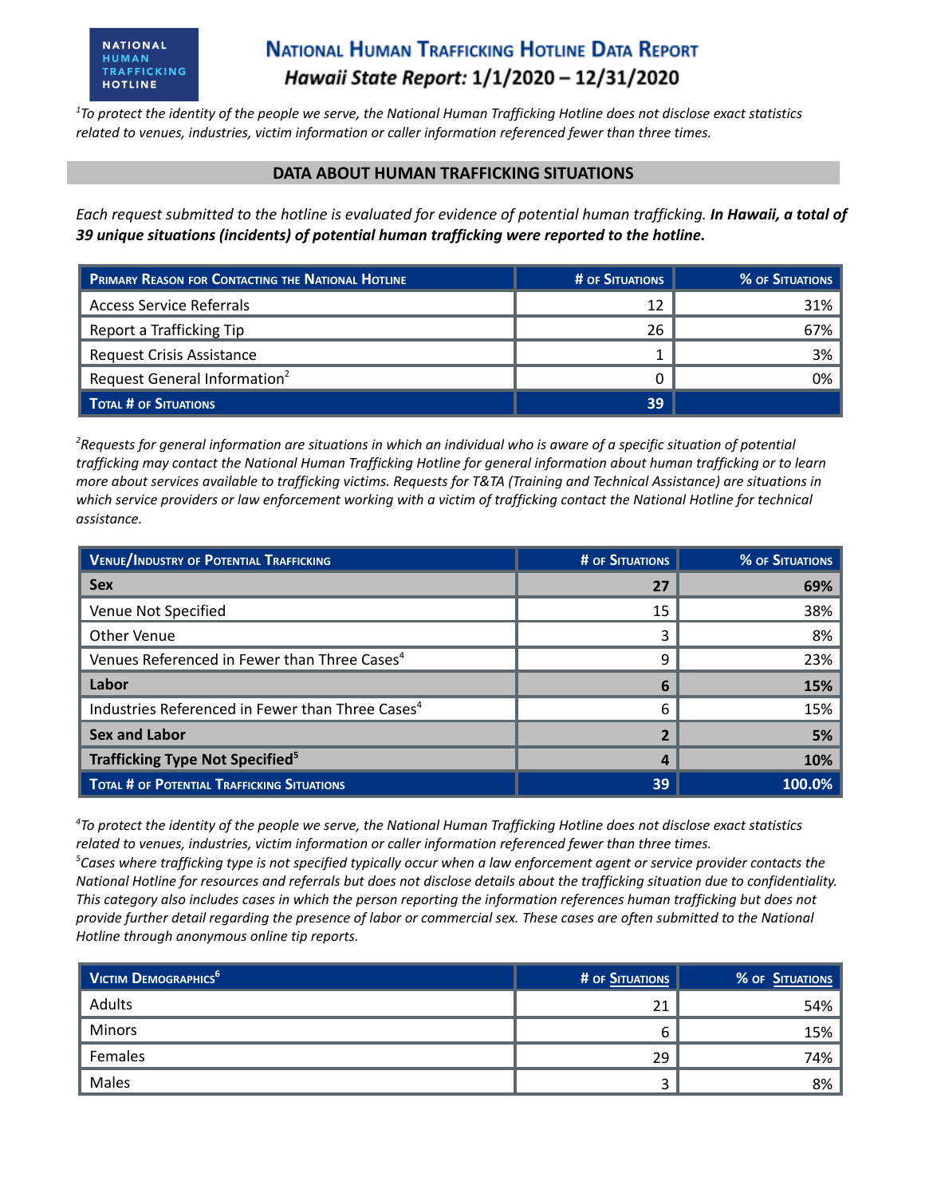# National Human Trafficking Hotline Data Report

## *Hawaii State Report:* 1/1/2020 – 12/31/2020

*[1]To protect the identity of the people we serve, the National Human Trafficking Hotline does not disclose exact statistics related to venues, industries, victim information or caller information referenced fewer than three times.*

## DATA ABOUT HUMAN TRAFFICKING SITUATIONS

*Each request submitted to the hotline is evaluated for evidence of potential human trafficking.* ***In Hawaii, a total of 39 unique situations (incidents) of potential human trafficking were reported to the hotline.***

| Primary Reason for Contacting the National Hotline | # of Situations | % of Situations |
|---|---|---|
| Access Service Referrals | 12 | 31% |
| Report a Trafficking Tip | 26 | 67% |
| Request Crisis Assistance | 1 | 3% |
| Request General Information[2] | 0 | 0% |
| **Total # of Situations** | **39** | |

*[2]Requests for general information are situations in which an individual who is aware of a specific situation of potential trafficking may contact the National Human Trafficking Hotline for general information about human trafficking or to learn more about services available to trafficking victims. Requests for T&TA (Training and Technical Assistance) are situations in which service providers or law enforcement working with a victim of trafficking contact the National Hotline for technical assistance.*

| Venue/Industry of Potential Trafficking | # of Situations | % of Situations |
|---|---|---|
| **Sex** | **27** | **69%** |
| Venue Not Specified | 15 | 38% |
| Other Venue | 3 | 8% |
| Venues Referenced in Fewer than Three Cases[4] | 9 | 23% |
| **Labor** | **6** | **15%** |
| Industries Referenced in Fewer than Three Cases[4] | 6 | 15% |
| **Sex and Labor** | **2** | **5%** |
| **Trafficking Type Not Specified[5]** | **4** | **10%** |
| **Total # of Potential Trafficking Situations** | **39** | **100.0%** |

*[4]To protect the identity of the people we serve, the National Human Trafficking Hotline does not disclose exact statistics related to venues, industries, victim information or caller information referenced fewer than three times.*
*[5]Cases where trafficking type is not specified typically occur when a law enforcement agent or service provider contacts the National Hotline for resources and referrals but does not disclose details about the trafficking situation due to confidentiality. This category also includes cases in which the person reporting the information references human trafficking but does not provide further detail regarding the presence of labor or commercial sex. These cases are often submitted to the National Hotline through anonymous online tip reports.*

| Victim Demographics[6] | # of Situations | % of Situations |
|---|---|---|
| Adults | 21 | 54% |
| Minors | 6 | 15% |
| Females | 29 | 74% |
| Males | 3 | 8% |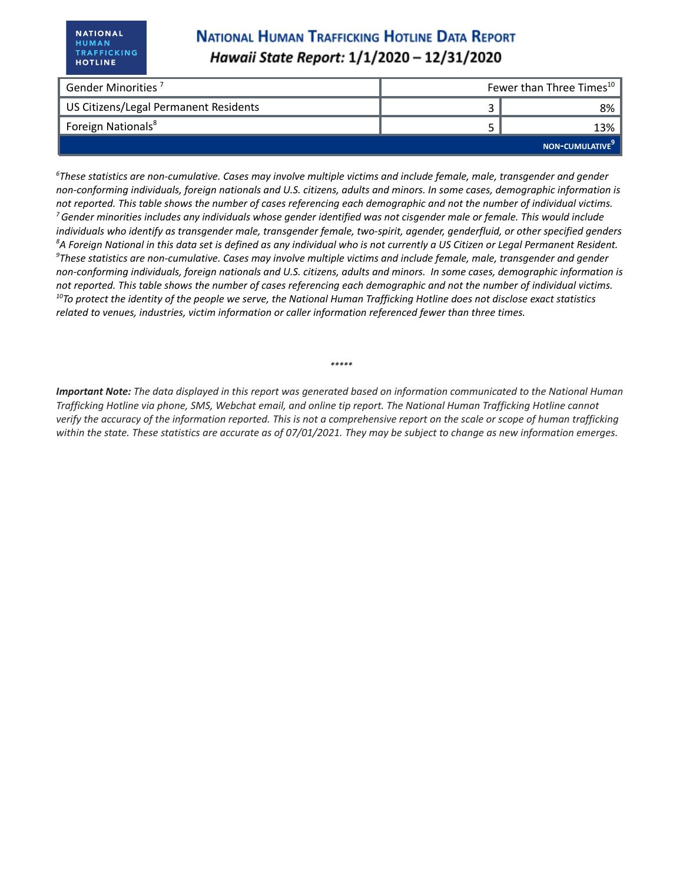| | | |
|---|---|---|
| Gender Minorities [7] | Fewer than Three Times[10] | |
| US Citizens/Legal Permanent Residents | 3 | 8% |
| Foreign Nationals[8] | 5 | 13% |
| | | NON-CUMULATIVE[9] |

*[6]These statistics are non-cumulative. Cases may involve multiple victims and include female, male, transgender and gender non-conforming individuals, foreign nationals and U.S. citizens, adults and minors. In some cases, demographic information is not reported. This table shows the number of cases referencing each demographic and not the number of individual victims.*
*[7] Gender minorities includes any individuals whose gender identified was not cisgender male or female. This would include individuals who identify as transgender male, transgender female, two-spirit, agender, genderfluid, or other specified genders*
*[8]A Foreign National in this data set is defined as any individual who is not currently a US Citizen or Legal Permanent Resident.*
*[9]These statistics are non-cumulative. Cases may involve multiple victims and include female, male, transgender and gender non-conforming individuals, foreign nationals and U.S. citizens, adults and minors. In some cases, demographic information is not reported. This table shows the number of cases referencing each demographic and not the number of individual victims.*
*[10]To protect the identity of the people we serve, the National Human Trafficking Hotline does not disclose exact statistics related to venues, industries, victim information or caller information referenced fewer than three times.*

*****

***Important Note:*** *The data displayed in this report was generated based on information communicated to the National Human Trafficking Hotline via phone, SMS, Webchat email, and online tip report. The National Human Trafficking Hotline cannot verify the accuracy of the information reported. This is not a comprehensive report on the scale or scope of human trafficking within the state. These statistics are accurate as of 07/01/2021. They may be subject to change as new information emerges.*